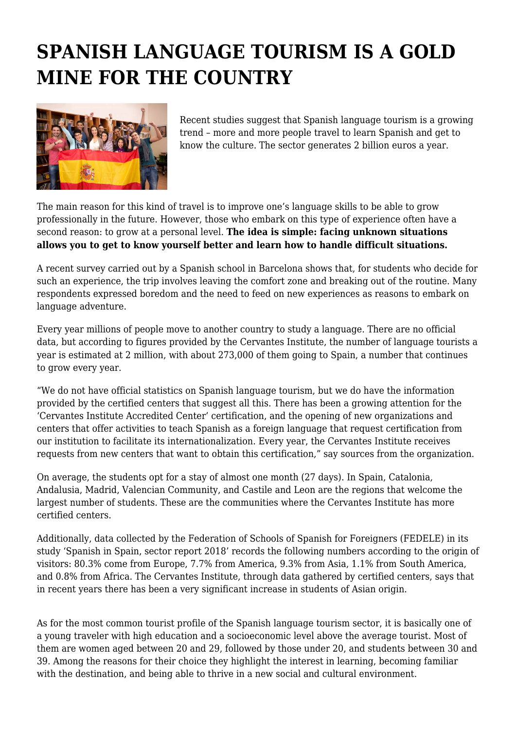# SPANISH LANGUAGE TOURISM IS A GOLD MINE FOR THE COUNTRY

Recent studies suggest that Spanish language tourism is a growing trend – more and more people travel to learn Spanish and get to know the culture. The sector generates 2 billion euros a year.

The main reason for this kind of travel is to improve one's language skills to be able to grow professionally in the future. However, those who embark on this type of experience often have a second reason: to grow at a personal level. **The idea is simple: facing unknown situations allows you to get to know yourself better and learn how to handle difficult situations.**

A recent survey carried out by a Spanish school in Barcelona shows that, for students who decide for such an experience, the trip involves leaving the comfort zone and breaking out of the routine. Many respondents expressed boredom and the need to feed on new experiences as reasons to embark on language adventure.

Every year millions of people move to another country to study a language. There are no official data, but according to figures provided by the Cervantes Institute, the number of language tourists a year is estimated at 2 million, with about 273,000 of them going to Spain, a number that continues to grow every year.

"We do not have official statistics on Spanish language tourism, but we do have the information provided by the certified centers that suggest all this. There has been a growing attention for the 'Cervantes Institute Accredited Center' certification, and the opening of new organizations and centers that offer activities to teach Spanish as a foreign language that request certification from our institution to facilitate its internationalization. Every year, the Cervantes Institute receives requests from new centers that want to obtain this certification," say sources from the organization.

On average, the students opt for a stay of almost one month (27 days). In Spain, Catalonia, Andalusia, Madrid, Valencian Community, and Castile and Leon are the regions that welcome the largest number of students. These are the communities where the Cervantes Institute has more certified centers.

Additionally, data collected by the Federation of Schools of Spanish for Foreigners (FEDELE) in its study 'Spanish in Spain, sector report 2018' records the following numbers according to the origin of visitors: 80.3% come from Europe, 7.7% from America, 9.3% from Asia, 1.1% from South America, and 0.8% from Africa. The Cervantes Institute, through data gathered by certified centers, says that in recent years there has been a very significant increase in students of Asian origin.

As for the most common tourist profile of the Spanish language tourism sector, it is basically one of a young traveler with high education and a socioeconomic level above the average tourist. Most of them are women aged between 20 and 29, followed by those under 20, and students between 30 and 39. Among the reasons for their choice they highlight the interest in learning, becoming familiar with the destination, and being able to thrive in a new social and cultural environment.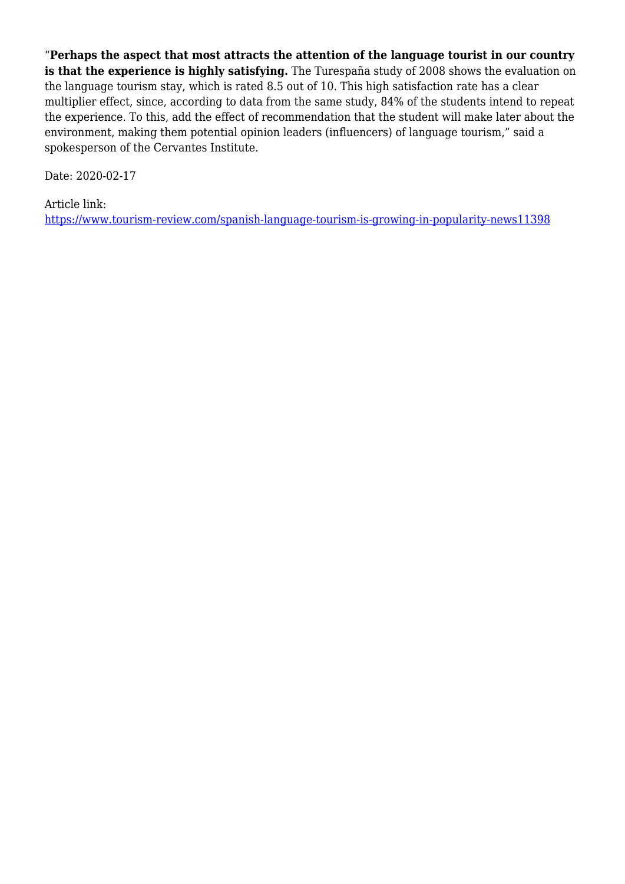"**Perhaps the aspect that most attracts the attention of the language tourist in our country is that the experience is highly satisfying.** The Turespaña study of 2008 shows the evaluation on the language tourism stay, which is rated 8.5 out of 10. This high satisfaction rate has a clear multiplier effect, since, according to data from the same study, 84% of the students intend to repeat the experience. To this, add the effect of recommendation that the student will make later about the environment, making them potential opinion leaders (influencers) of language tourism," said a spokesperson of the Cervantes Institute.

Date: 2020-02-17

Article link:
[https://www.tourism-review.com/spanish-language-tourism-is-growing-in-popularity-news11398](https://www.tourism-review.com/spanish-language-tourism-is-growing-in-popularity-news11398)